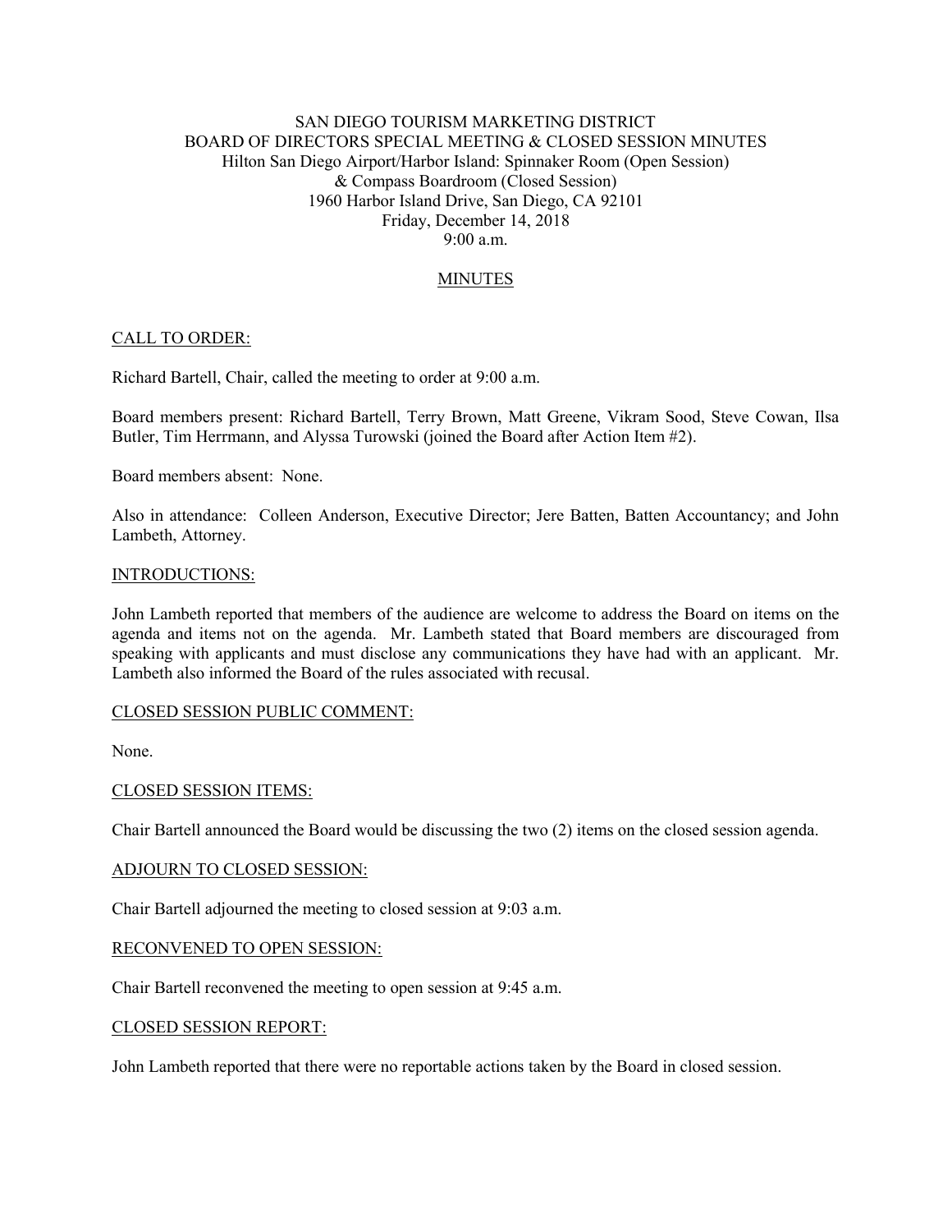# SAN DIEGO TOURISM MARKETING DISTRICT
## BOARD OF DIRECTORS SPECIAL MEETING & CLOSED SESSION MINUTES

Hilton San Diego Airport/Harbor Island: Spinnaker Room (Open Session)
& Compass Boardroom (Closed Session)
1960 Harbor Island Drive, San Diego, CA 92101
Friday, December 14, 2018
9:00 a.m.

## MINUTES

### CALL TO ORDER:

Richard Bartell, Chair, called the meeting to order at 9:00 a.m.

Board members present: Richard Bartell, Terry Brown, Matt Greene, Vikram Sood, Steve Cowan, Ilsa Butler, Tim Herrmann, and Alyssa Turowski (joined the Board after Action Item #2).

Board members absent: None.

Also in attendance: Colleen Anderson, Executive Director; Jere Batten, Batten Accountancy; and John Lambeth, Attorney.

### INTRODUCTIONS:

John Lambeth reported that members of the audience are welcome to address the Board on items on the agenda and items not on the agenda. Mr. Lambeth stated that Board members are discouraged from speaking with applicants and must disclose any communications they have had with an applicant. Mr. Lambeth also informed the Board of the rules associated with recusal.

### CLOSED SESSION PUBLIC COMMENT:

None.

### CLOSED SESSION ITEMS:

Chair Bartell announced the Board would be discussing the two (2) items on the closed session agenda.

### ADJOURN TO CLOSED SESSION:

Chair Bartell adjourned the meeting to closed session at 9:03 a.m.

### RECONVENED TO OPEN SESSION:

Chair Bartell reconvened the meeting to open session at 9:45 a.m.

### CLOSED SESSION REPORT:

John Lambeth reported that there were no reportable actions taken by the Board in closed session.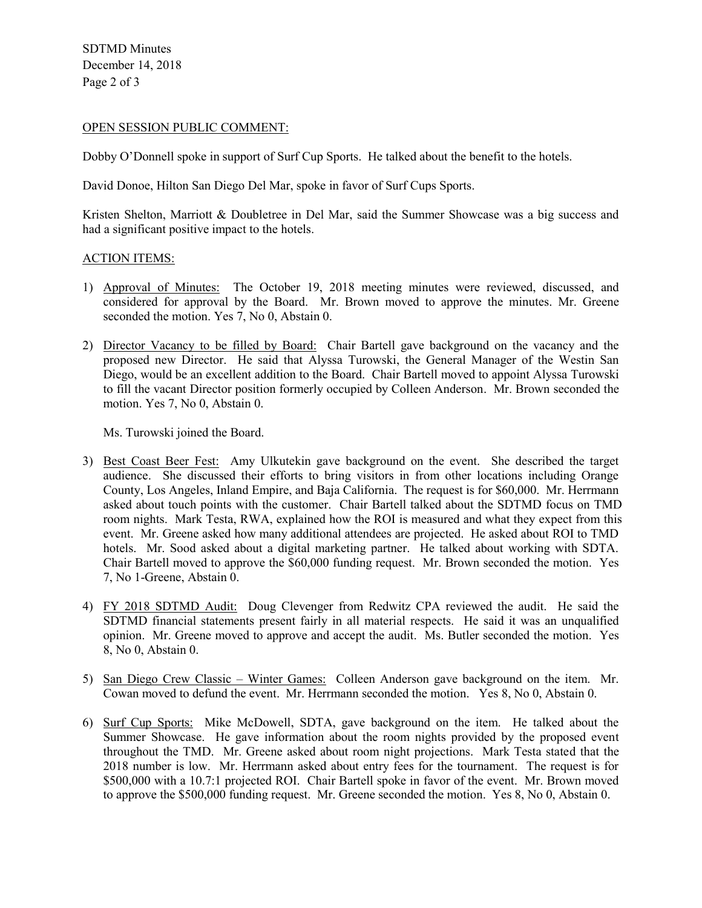OPEN SESSION PUBLIC COMMENT:

Dobby O'Donnell spoke in support of Surf Cup Sports. He talked about the benefit to the hotels.

David Donoe, Hilton San Diego Del Mar, spoke in favor of Surf Cups Sports.

Kristen Shelton, Marriott & Doubletree in Del Mar, said the Summer Showcase was a big success and had a significant positive impact to the hotels.

ACTION ITEMS:

1) Approval of Minutes: The October 19, 2018 meeting minutes were reviewed, discussed, and considered for approval by the Board. Mr. Brown moved to approve the minutes. Mr. Greene seconded the motion. Yes 7, No 0, Abstain 0.

2) Director Vacancy to be filled by Board: Chair Bartell gave background on the vacancy and the proposed new Director. He said that Alyssa Turowski, the General Manager of the Westin San Diego, would be an excellent addition to the Board. Chair Bartell moved to appoint Alyssa Turowski to fill the vacant Director position formerly occupied by Colleen Anderson. Mr. Brown seconded the motion. Yes 7, No 0, Abstain 0.

   Ms. Turowski joined the Board.

3) Best Coast Beer Fest: Amy Ulkutekin gave background on the event. She described the target audience. She discussed their efforts to bring visitors in from other locations including Orange County, Los Angeles, Inland Empire, and Baja California. The request is for $60,000. Mr. Herrmann asked about touch points with the customer. Chair Bartell talked about the SDTMD focus on TMD room nights. Mark Testa, RWA, explained how the ROI is measured and what they expect from this event. Mr. Greene asked how many additional attendees are projected. He asked about ROI to TMD hotels. Mr. Sood asked about a digital marketing partner. He talked about working with SDTA. Chair Bartell moved to approve the $60,000 funding request. Mr. Brown seconded the motion. Yes 7, No 1-Greene, Abstain 0.

4) FY 2018 SDTMD Audit: Doug Clevenger from Redwitz CPA reviewed the audit. He said the SDTMD financial statements present fairly in all material respects. He said it was an unqualified opinion. Mr. Greene moved to approve and accept the audit. Ms. Butler seconded the motion. Yes 8, No 0, Abstain 0.

5) San Diego Crew Classic – Winter Games: Colleen Anderson gave background on the item. Mr. Cowan moved to defund the event. Mr. Herrmann seconded the motion. Yes 8, No 0, Abstain 0.

6) Surf Cup Sports: Mike McDowell, SDTA, gave background on the item. He talked about the Summer Showcase. He gave information about the room nights provided by the proposed event throughout the TMD. Mr. Greene asked about room night projections. Mark Testa stated that the 2018 number is low. Mr. Herrmann asked about entry fees for the tournament. The request is for $500,000 with a 10.7:1 projected ROI. Chair Bartell spoke in favor of the event. Mr. Brown moved to approve the $500,000 funding request. Mr. Greene seconded the motion. Yes 8, No 0, Abstain 0.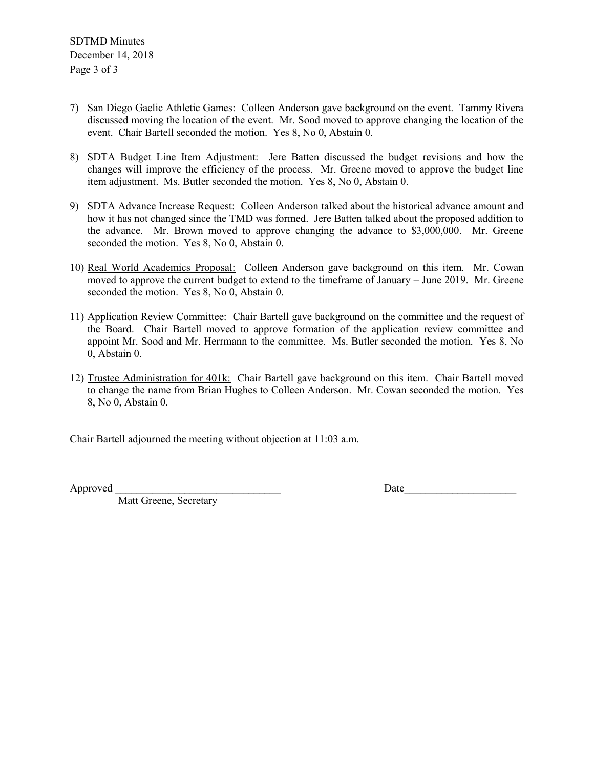7) San Diego Gaelic Athletic Games: Colleen Anderson gave background on the event. Tammy Rivera discussed moving the location of the event. Mr. Sood moved to approve changing the location of the event. Chair Bartell seconded the motion. Yes 8, No 0, Abstain 0.

8) SDTA Budget Line Item Adjustment: Jere Batten discussed the budget revisions and how the changes will improve the efficiency of the process. Mr. Greene moved to approve the budget line item adjustment. Ms. Butler seconded the motion. Yes 8, No 0, Abstain 0.

9) SDTA Advance Increase Request: Colleen Anderson talked about the historical advance amount and how it has not changed since the TMD was formed. Jere Batten talked about the proposed addition to the advance. Mr. Brown moved to approve changing the advance to $3,000,000. Mr. Greene seconded the motion. Yes 8, No 0, Abstain 0.

10) Real World Academics Proposal: Colleen Anderson gave background on this item. Mr. Cowan moved to approve the current budget to extend to the timeframe of January – June 2019. Mr. Greene seconded the motion. Yes 8, No 0, Abstain 0.

11) Application Review Committee: Chair Bartell gave background on the committee and the request of the Board. Chair Bartell moved to approve formation of the application review committee and appoint Mr. Sood and Mr. Herrmann to the committee. Ms. Butler seconded the motion. Yes 8, No 0, Abstain 0.

12) Trustee Administration for 401k: Chair Bartell gave background on this item. Chair Bartell moved to change the name from Brian Hughes to Colleen Anderson. Mr. Cowan seconded the motion. Yes 8, No 0, Abstain 0.

Chair Bartell adjourned the meeting without objection at 11:03 a.m.

Approved _______________________________ Date____________________

Matt Greene, Secretary